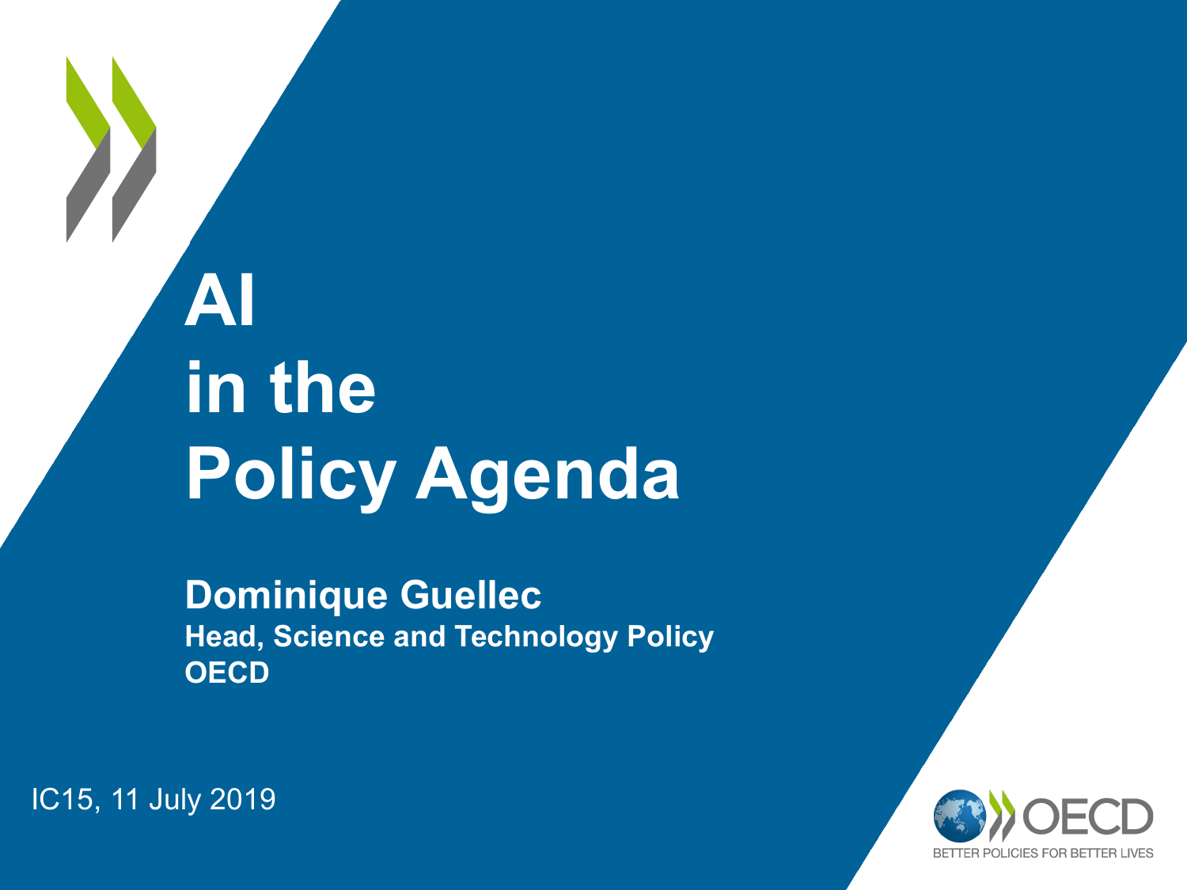# AI in the Policy Agenda

**Dominique Guellec**
**Head, Science and Technology Policy**
**OECD**

IC15, 11 July 2019

OECD
BETTER POLICIES FOR BETTER LIVES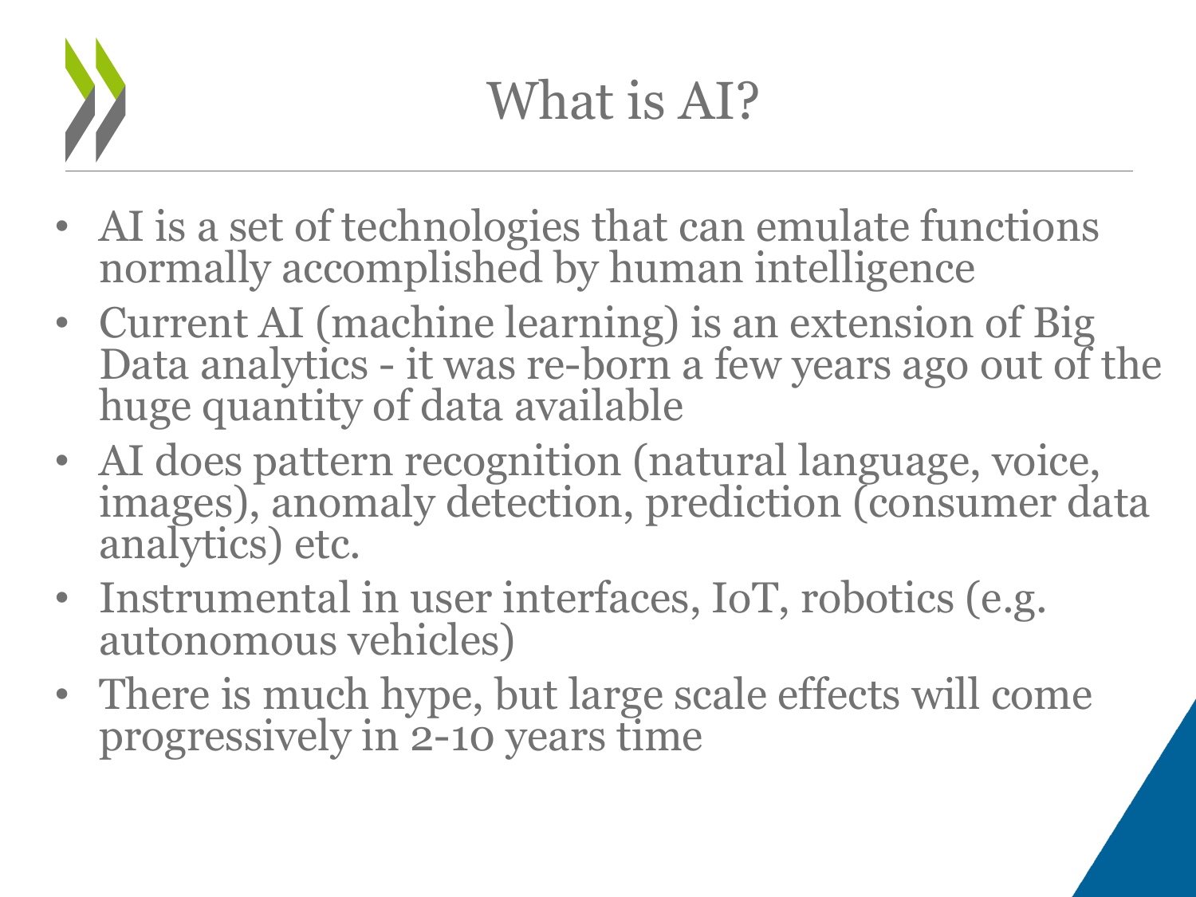# What is AI?

- AI is a set of technologies that can emulate functions normally accomplished by human intelligence
- Current AI (machine learning) is an extension of Big Data analytics - it was re-born a few years ago out of the huge quantity of data available
- AI does pattern recognition (natural language, voice, images), anomaly detection, prediction (consumer data analytics) etc.
- Instrumental in user interfaces, IoT, robotics (e.g. autonomous vehicles)
- There is much hype, but large scale effects will come progressively in 2-10 years time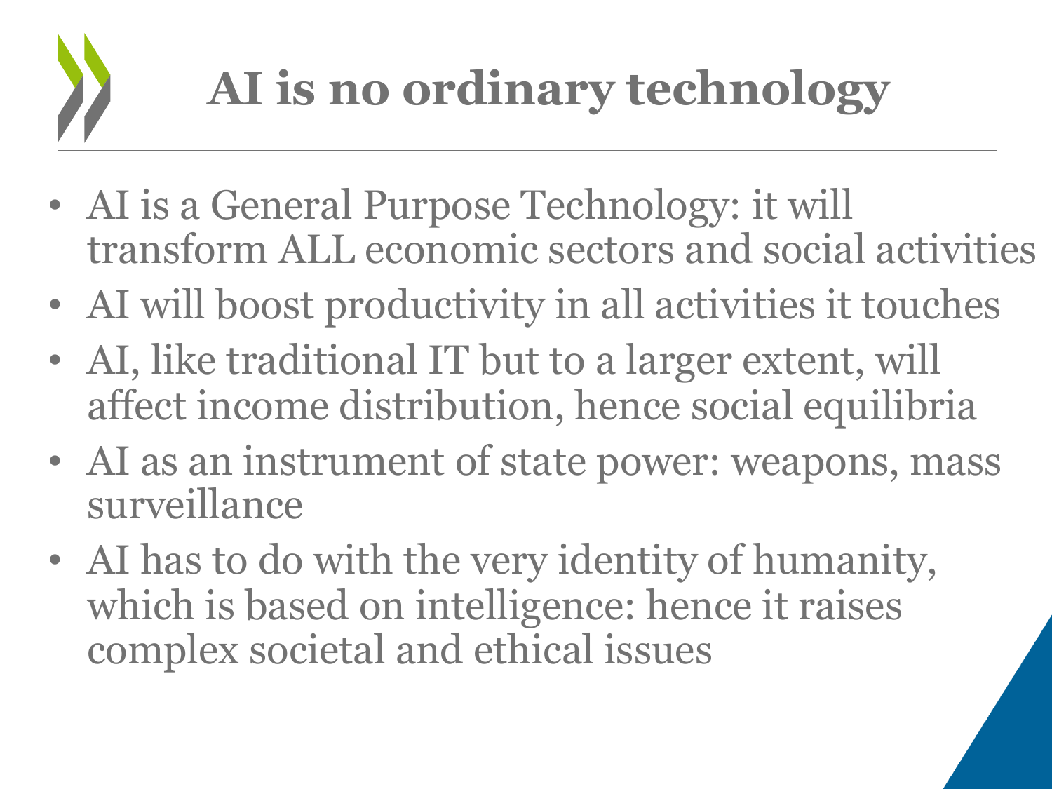# AI is no ordinary technology

- AI is a General Purpose Technology: it will transform ALL economic sectors and social activities
- AI will boost productivity in all activities it touches
- AI, like traditional IT but to a larger extent, will affect income distribution, hence social equilibria
- AI as an instrument of state power: weapons, mass surveillance
- AI has to do with the very identity of humanity, which is based on intelligence: hence it raises complex societal and ethical issues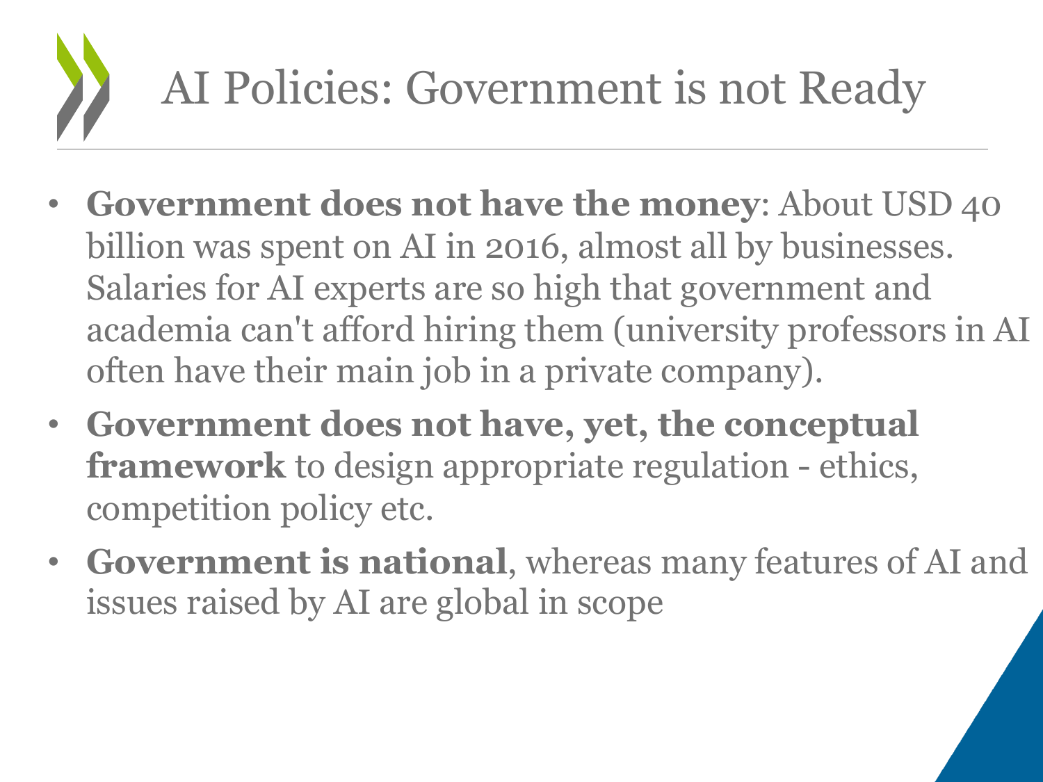# AI Policies: Government is not Ready

- **Government does not have the money**: About USD 40 billion was spent on AI in 2016, almost all by businesses. Salaries for AI experts are so high that government and academia can't afford hiring them (university professors in AI often have their main job in a private company).
- **Government does not have, yet, the conceptual framework** to design appropriate regulation - ethics, competition policy etc.
- **Government is national**, whereas many features of AI and issues raised by AI are global in scope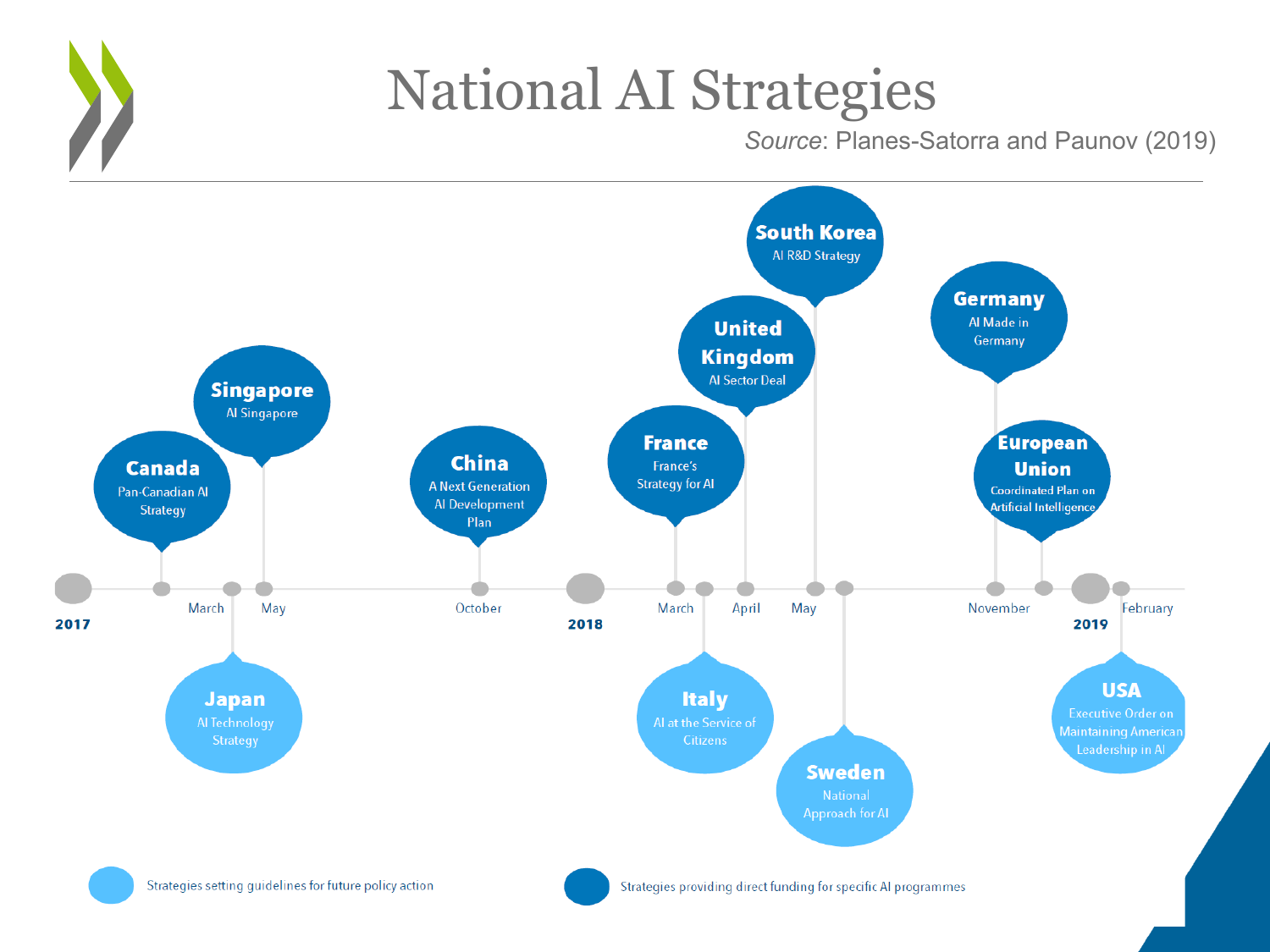# National AI Strategies

*Source*: Planes-Satorra and Paunov (2019)

**2017**

- **Canada** – Pan-Canadian AI Strategy
- March – **Japan** – AI Technology Strategy
- May – **Singapore** – AI Singapore
- October – **China** – A Next Generation AI Development Plan

**2018**

- March – **France** – France's Strategy for AI
- **Italy** – AI at the Service of Citizens
- April – **United Kingdom** – AI Sector Deal
- May – **South Korea** – AI R&D Strategy
- **Sweden** – National Approach for AI
- November – **Germany** – AI Made in Germany
- **European Union** – Coordinated Plan on Artificial Intelligence

**2019**

- February – **USA** – Executive Order on Maintaining American Leadership in AI

Legend:

- Strategies setting guidelines for future policy action (Japan, Italy, Sweden, USA)
- Strategies providing direct funding for specific AI programmes (Canada, Singapore, China, France, United Kingdom, South Korea, Germany, European Union)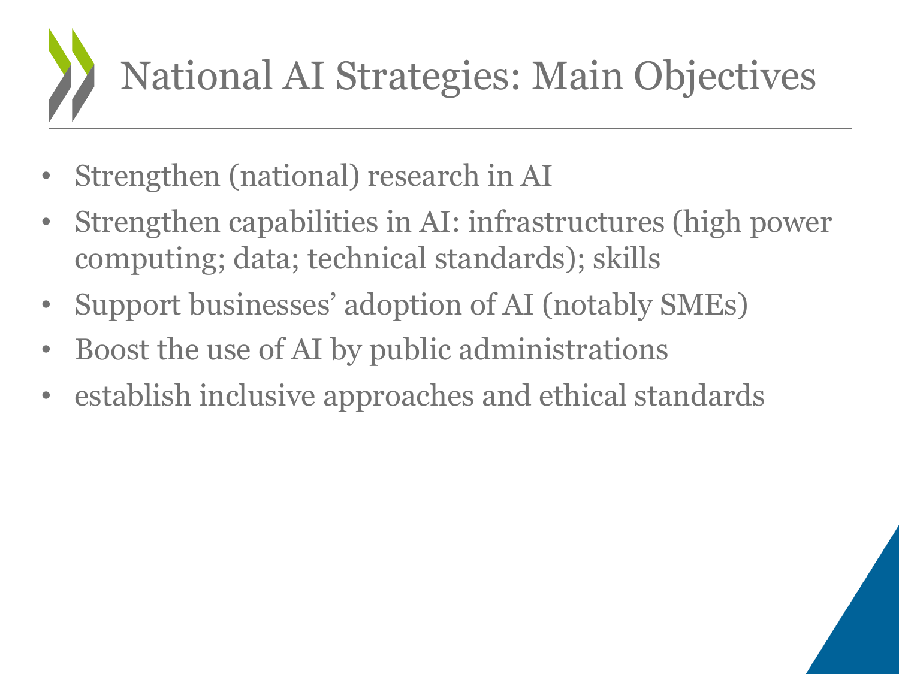# National AI Strategies: Main Objectives

- Strengthen (national) research in AI
- Strengthen capabilities in AI: infrastructures (high power computing; data; technical standards); skills
- Support businesses' adoption of AI (notably SMEs)
- Boost the use of AI by public administrations
- establish inclusive approaches and ethical standards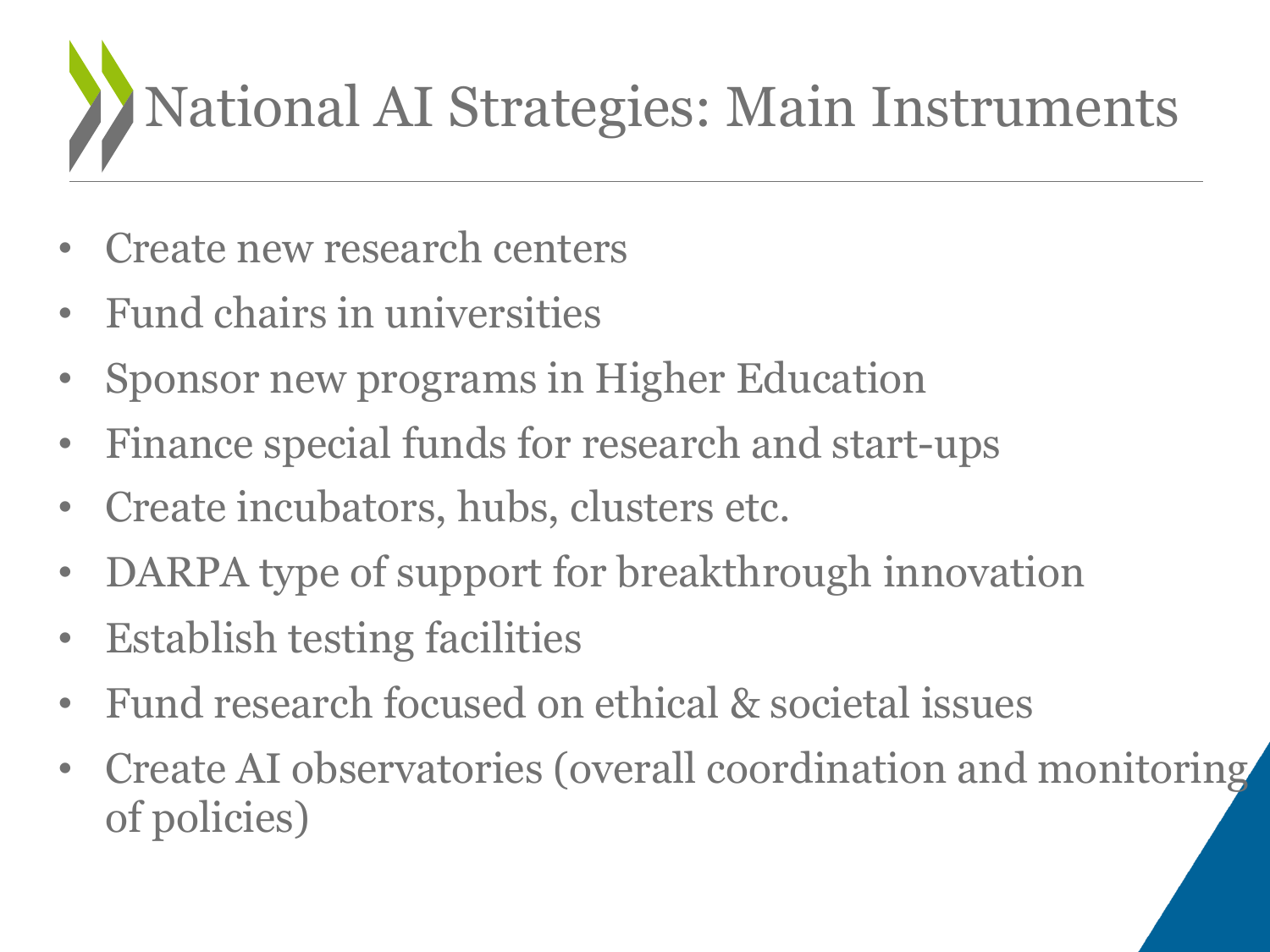# National AI Strategies: Main Instruments

- Create new research centers
- Fund chairs in universities
- Sponsor new programs in Higher Education
- Finance special funds for research and start-ups
- Create incubators, hubs, clusters etc.
- DARPA type of support for breakthrough innovation
- Establish testing facilities
- Fund research focused on ethical & societal issues
- Create AI observatories (overall coordination and monitoring of policies)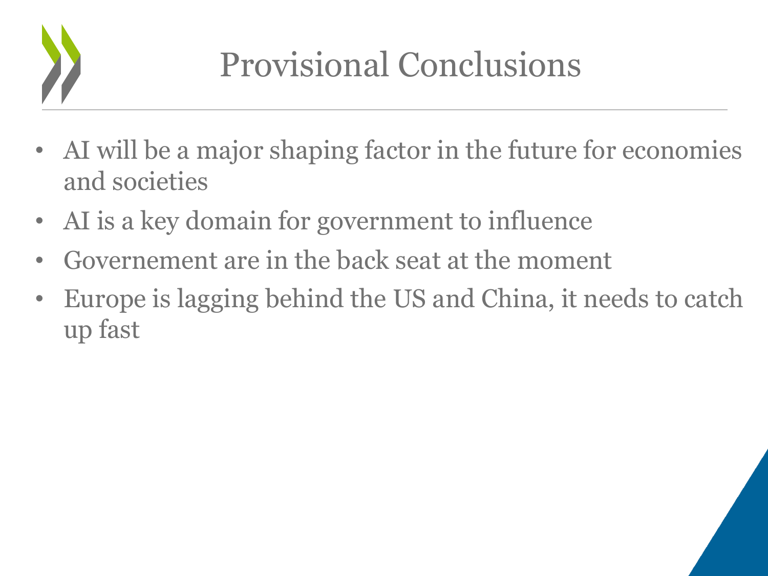# Provisional Conclusions

- AI will be a major shaping factor in the future for economies and societies
- AI is a key domain for government to influence
- Governement are in the back seat at the moment
- Europe is lagging behind the US and China, it needs to catch up fast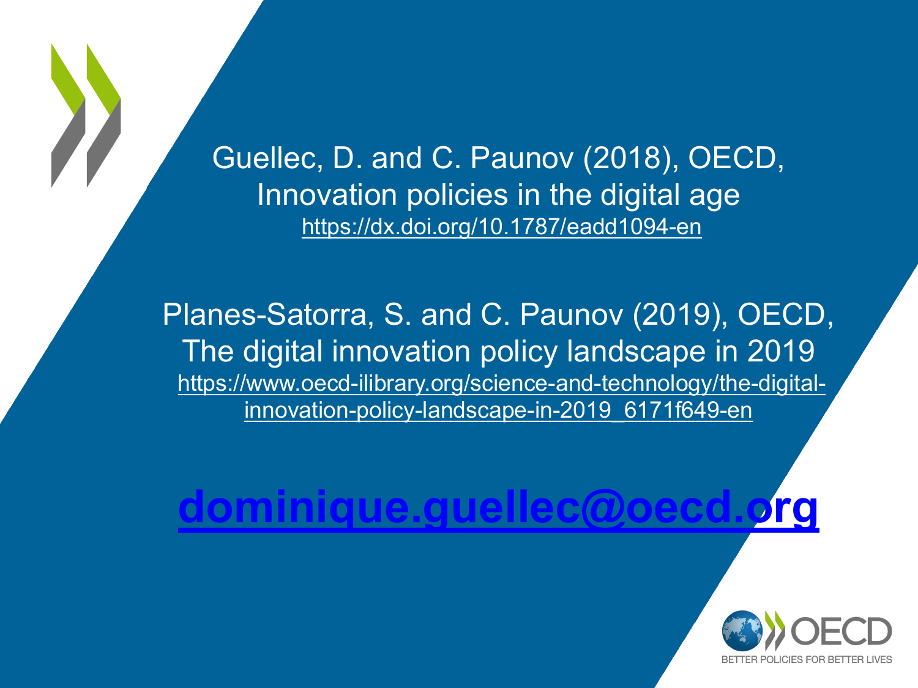Guellec, D. and C. Paunov (2018), OECD,
Innovation policies in the digital age
https://dx.doi.org/10.1787/eadd1094-en

Planes-Satorra, S. and C. Paunov (2019), OECD,
The digital innovation policy landscape in 2019
https://www.oecd-ilibrary.org/science-and-technology/the-digital-innovation-policy-landscape-in-2019_6171f649-en

**dominique.guellec@oecd.org**

OECD
BETTER POLICIES FOR BETTER LIVES